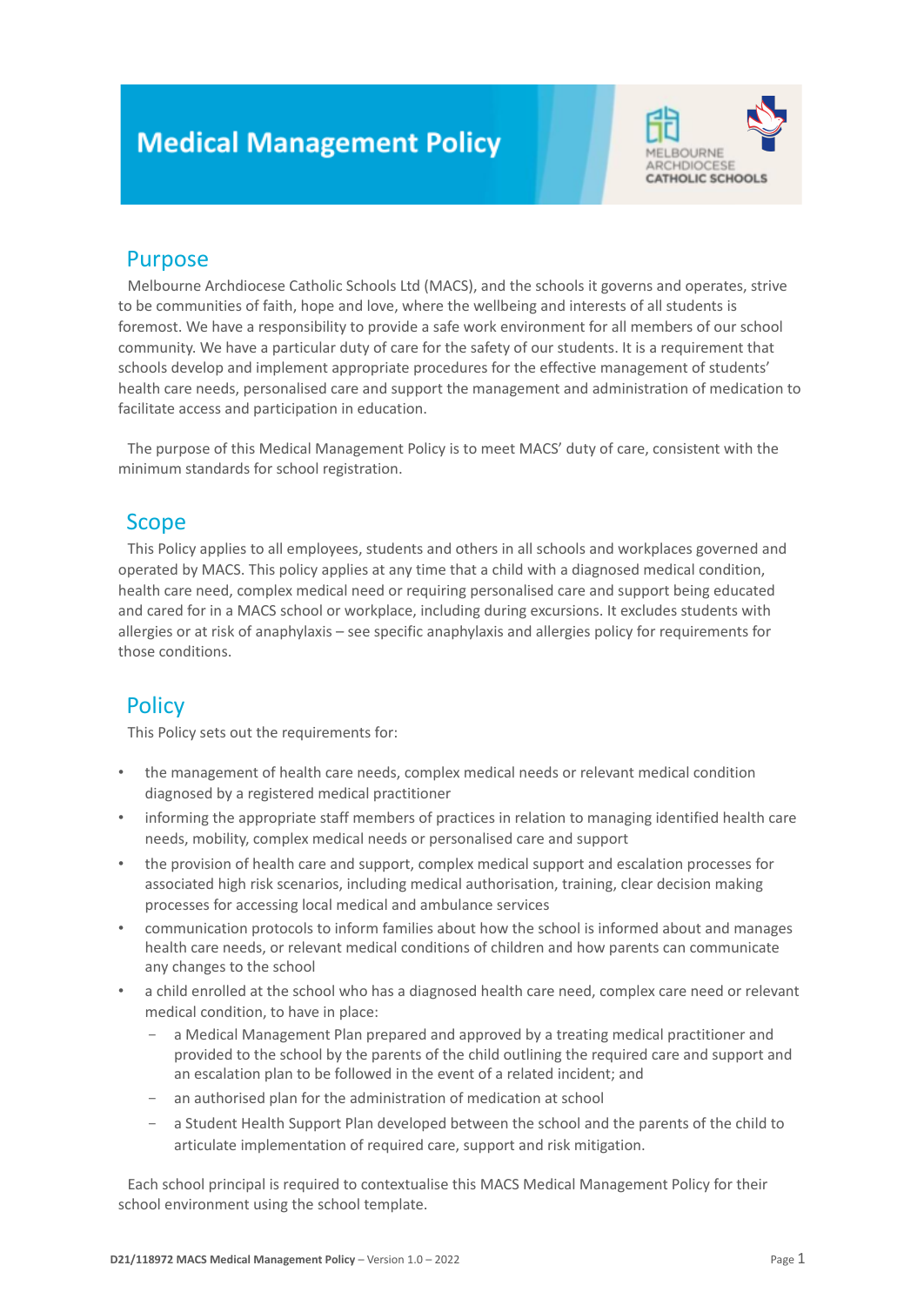# Medical Management Policy

## Purpose

Melbourne Archdiocese Catholic Schools Ltd (MACS), and the schools it governs and operates, strive to be communities of faith, hope and love, where the wellbeing and interests of all students is foremost. We have a responsibility to provide a safe work environment for all members of our school community. We have a particular duty of care for the safety of our students. It is a requirement that schools develop and implement appropriate procedures for the effective management of students' health care needs, personalised care and support the management and administration of medication to facilitate access and participation in education.

The purpose of this Medical Management Policy is to meet MACS' duty of care, consistent with the minimum standards for school registration.

## Scope

This Policy applies to all employees, students and others in all schools and workplaces governed and operated by MACS. This policy applies at any time that a child with a diagnosed medical condition, health care need, complex medical need or requiring personalised care and support being educated and cared for in a MACS school or workplace, including during excursions. It excludes students with allergies or at risk of anaphylaxis – see specific anaphylaxis and allergies policy for requirements for those conditions.

## Policy

This Policy sets out the requirements for:

- the management of health care needs, complex medical needs or relevant medical condition diagnosed by a registered medical practitioner
- informing the appropriate staff members of practices in relation to managing identified health care needs, mobility, complex medical needs or personalised care and support
- the provision of health care and support, complex medical support and escalation processes for associated high risk scenarios, including medical authorisation, training, clear decision making processes for accessing local medical and ambulance services
- communication protocols to inform families about how the school is informed about and manages health care needs, or relevant medical conditions of children and how parents can communicate any changes to the school
- a child enrolled at the school who has a diagnosed health care need, complex care need or relevant medical condition, to have in place:
  - a Medical Management Plan prepared and approved by a treating medical practitioner and provided to the school by the parents of the child outlining the required care and support and an escalation plan to be followed in the event of a related incident; and
  - an authorised plan for the administration of medication at school
  - a Student Health Support Plan developed between the school and the parents of the child to articulate implementation of required care, support and risk mitigation.

Each school principal is required to contextualise this MACS Medical Management Policy for their school environment using the school template.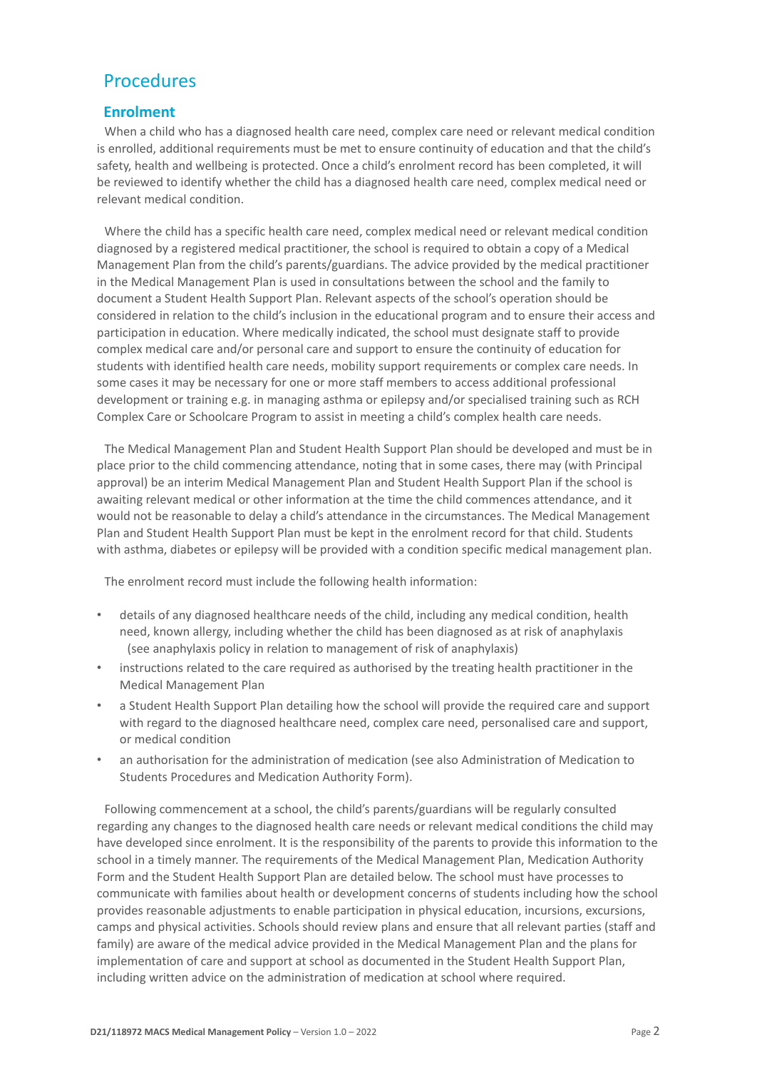## Procedures

### Enrolment

When a child who has a diagnosed health care need, complex care need or relevant medical condition is enrolled, additional requirements must be met to ensure continuity of education and that the child's safety, health and wellbeing is protected. Once a child's enrolment record has been completed, it will be reviewed to identify whether the child has a diagnosed health care need, complex medical need or relevant medical condition.

Where the child has a specific health care need, complex medical need or relevant medical condition diagnosed by a registered medical practitioner, the school is required to obtain a copy of a Medical Management Plan from the child's parents/guardians. The advice provided by the medical practitioner in the Medical Management Plan is used in consultations between the school and the family to document a Student Health Support Plan. Relevant aspects of the school's operation should be considered in relation to the child's inclusion in the educational program and to ensure their access and participation in education. Where medically indicated, the school must designate staff to provide complex medical care and/or personal care and support to ensure the continuity of education for students with identified health care needs, mobility support requirements or complex care needs. In some cases it may be necessary for one or more staff members to access additional professional development or training e.g. in managing asthma or epilepsy and/or specialised training such as RCH Complex Care or Schoolcare Program to assist in meeting a child's complex health care needs.

The Medical Management Plan and Student Health Support Plan should be developed and must be in place prior to the child commencing attendance, noting that in some cases, there may (with Principal approval) be an interim Medical Management Plan and Student Health Support Plan if the school is awaiting relevant medical or other information at the time the child commences attendance, and it would not be reasonable to delay a child's attendance in the circumstances. The Medical Management Plan and Student Health Support Plan must be kept in the enrolment record for that child. Students with asthma, diabetes or epilepsy will be provided with a condition specific medical management plan.

The enrolment record must include the following health information:

- details of any diagnosed healthcare needs of the child, including any medical condition, health need, known allergy, including whether the child has been diagnosed as at risk of anaphylaxis (see anaphylaxis policy in relation to management of risk of anaphylaxis)
- instructions related to the care required as authorised by the treating health practitioner in the Medical Management Plan
- a Student Health Support Plan detailing how the school will provide the required care and support with regard to the diagnosed healthcare need, complex care need, personalised care and support, or medical condition
- an authorisation for the administration of medication (see also Administration of Medication to Students Procedures and Medication Authority Form).

Following commencement at a school, the child's parents/guardians will be regularly consulted regarding any changes to the diagnosed health care needs or relevant medical conditions the child may have developed since enrolment. It is the responsibility of the parents to provide this information to the school in a timely manner. The requirements of the Medical Management Plan, Medication Authority Form and the Student Health Support Plan are detailed below. The school must have processes to communicate with families about health or development concerns of students including how the school provides reasonable adjustments to enable participation in physical education, incursions, excursions, camps and physical activities. Schools should review plans and ensure that all relevant parties (staff and family) are aware of the medical advice provided in the Medical Management Plan and the plans for implementation of care and support at school as documented in the Student Health Support Plan, including written advice on the administration of medication at school where required.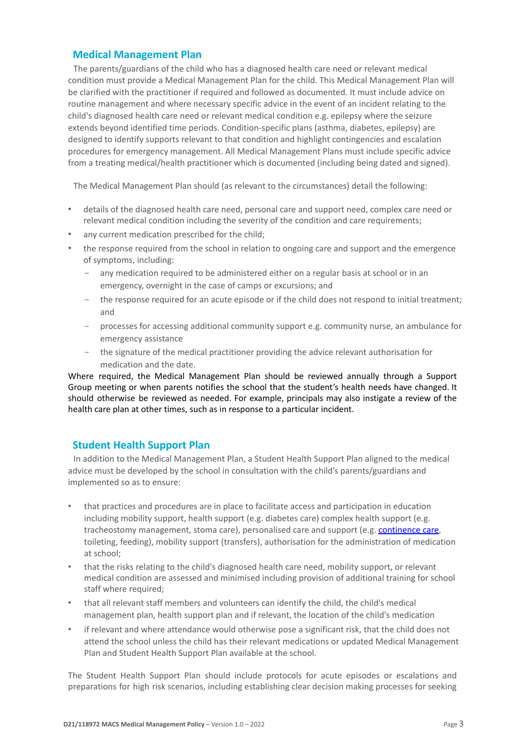## Medical Management Plan

The parents/guardians of the child who has a diagnosed health care need or relevant medical condition must provide a Medical Management Plan for the child. This Medical Management Plan will be clarified with the practitioner if required and followed as documented. It must include advice on routine management and where necessary specific advice in the event of an incident relating to the child's diagnosed health care need or relevant medical condition e.g. epilepsy where the seizure extends beyond identified time periods. Condition-specific plans (asthma, diabetes, epilepsy) are designed to identify supports relevant to that condition and highlight contingencies and escalation procedures for emergency management. All Medical Management Plans must include specific advice from a treating medical/health practitioner which is documented (including being dated and signed).

The Medical Management Plan should (as relevant to the circumstances) detail the following:

- details of the diagnosed health care need, personal care and support need, complex care need or relevant medical condition including the severity of the condition and care requirements;
- any current medication prescribed for the child;
- the response required from the school in relation to ongoing care and support and the emergence of symptoms, including:
  - any medication required to be administered either on a regular basis at school or in an emergency, overnight in the case of camps or excursions; and
  - the response required for an acute episode or if the child does not respond to initial treatment; and
  - processes for accessing additional community support e.g. community nurse, an ambulance for emergency assistance
  - the signature of the medical practitioner providing the advice relevant authorisation for medication and the date.

Where required, the Medical Management Plan should be reviewed annually through a Support Group meeting or when parents notifies the school that the student's health needs have changed. It should otherwise be reviewed as needed. For example, principals may also instigate a review of the health care plan at other times, such as in response to a particular incident.

## Student Health Support Plan

In addition to the Medical Management Plan, a Student Health Support Plan aligned to the medical advice must be developed by the school in consultation with the child's parents/guardians and implemented so as to ensure:

- that practices and procedures are in place to facilitate access and participation in education including mobility support, health support (e.g. diabetes care) complex health support (e.g. tracheostomy management, stoma care), personalised care and support (e.g. continence care, toileting, feeding), mobility support (transfers), authorisation for the administration of medication at school;
- that the risks relating to the child's diagnosed health care need, mobility support, or relevant medical condition are assessed and minimised including provision of additional training for school staff where required;
- that all relevant staff members and volunteers can identify the child, the child's medical management plan, health support plan and if relevant, the location of the child's medication
- if relevant and where attendance would otherwise pose a significant risk, that the child does not attend the school unless the child has their relevant medications or updated Medical Management Plan and Student Health Support Plan available at the school.

The Student Health Support Plan should include protocols for acute episodes or escalations and preparations for high risk scenarios, including establishing clear decision making processes for seeking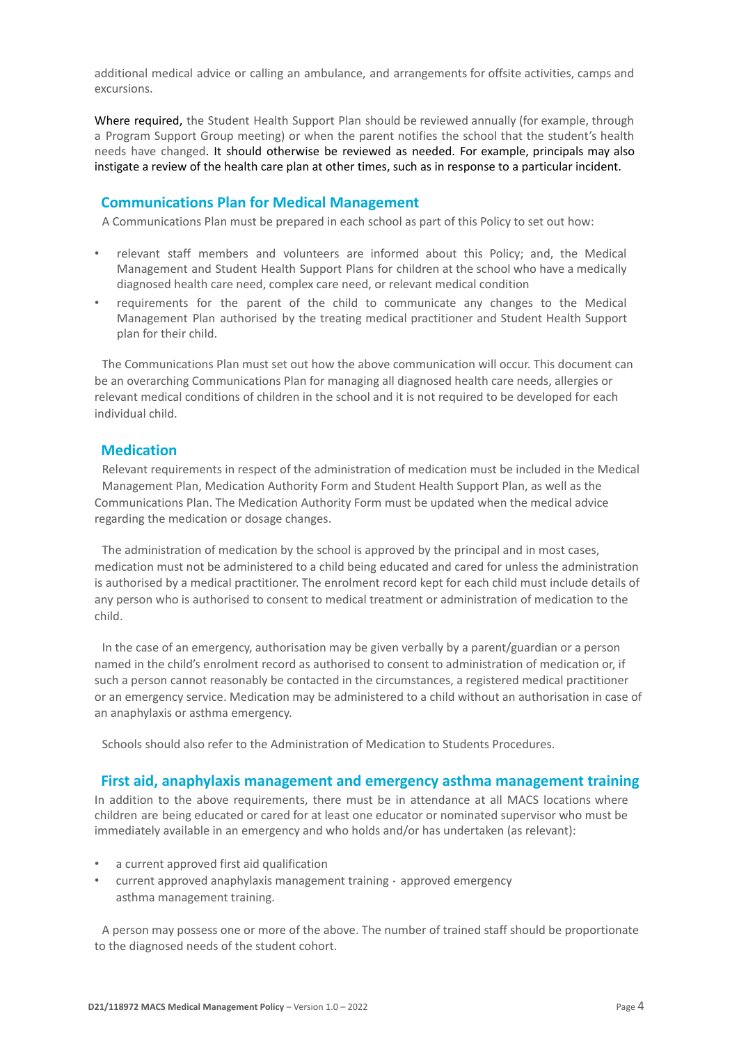additional medical advice or calling an ambulance, and arrangements for offsite activities, camps and excursions.

Where required, the Student Health Support Plan should be reviewed annually (for example, through a Program Support Group meeting) or when the parent notifies the school that the student's health needs have changed. It should otherwise be reviewed as needed. For example, principals may also instigate a review of the health care plan at other times, such as in response to a particular incident.

## Communications Plan for Medical Management

A Communications Plan must be prepared in each school as part of this Policy to set out how:

- relevant staff members and volunteers are informed about this Policy; and, the Medical Management and Student Health Support Plans for children at the school who have a medically diagnosed health care need, complex care need, or relevant medical condition
- requirements for the parent of the child to communicate any changes to the Medical Management Plan authorised by the treating medical practitioner and Student Health Support plan for their child.

The Communications Plan must set out how the above communication will occur. This document can be an overarching Communications Plan for managing all diagnosed health care needs, allergies or relevant medical conditions of children in the school and it is not required to be developed for each individual child.

## Medication

Relevant requirements in respect of the administration of medication must be included in the Medical Management Plan, Medication Authority Form and Student Health Support Plan, as well as the Communications Plan. The Medication Authority Form must be updated when the medical advice regarding the medication or dosage changes.

The administration of medication by the school is approved by the principal and in most cases, medication must not be administered to a child being educated and cared for unless the administration is authorised by a medical practitioner. The enrolment record kept for each child must include details of any person who is authorised to consent to medical treatment or administration of medication to the child.

In the case of an emergency, authorisation may be given verbally by a parent/guardian or a person named in the child's enrolment record as authorised to consent to administration of medication or, if such a person cannot reasonably be contacted in the circumstances, a registered medical practitioner or an emergency service. Medication may be administered to a child without an authorisation in case of an anaphylaxis or asthma emergency.

Schools should also refer to the Administration of Medication to Students Procedures.

## First aid, anaphylaxis management and emergency asthma management training

In addition to the above requirements, there must be in attendance at all MACS locations where children are being educated or cared for at least one educator or nominated supervisor who must be immediately available in an emergency and who holds and/or has undertaken (as relevant):

- a current approved first aid qualification
- current approved anaphylaxis management training · approved emergency asthma management training.

A person may possess one or more of the above. The number of trained staff should be proportionate to the diagnosed needs of the student cohort.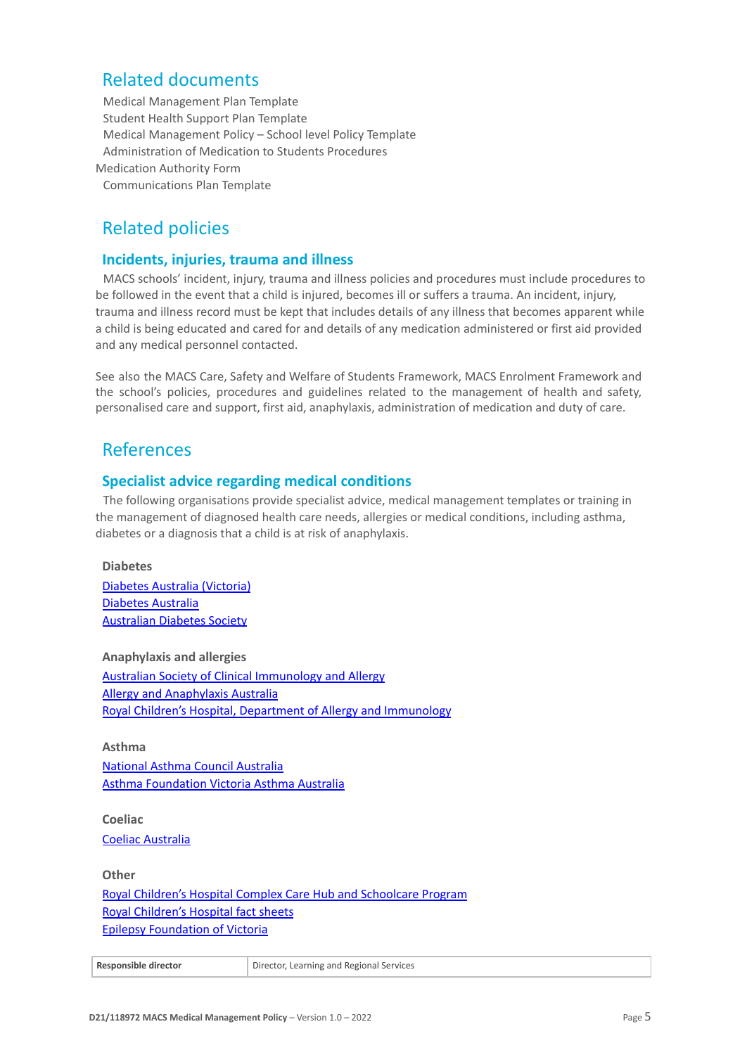## Related documents

Medical Management Plan Template
Student Health Support Plan Template
Medical Management Policy – School level Policy Template
Administration of Medication to Students Procedures
Medication Authority Form
Communications Plan Template

## Related policies

### Incidents, injuries, trauma and illness

MACS schools' incident, injury, trauma and illness policies and procedures must include procedures to be followed in the event that a child is injured, becomes ill or suffers a trauma. An incident, injury, trauma and illness record must be kept that includes details of any illness that becomes apparent while a child is being educated and cared for and details of any medication administered or first aid provided and any medical personnel contacted.

See also the MACS Care, Safety and Welfare of Students Framework, MACS Enrolment Framework and the school's policies, procedures and guidelines related to the management of health and safety, personalised care and support, first aid, anaphylaxis, administration of medication and duty of care.

## References

### Specialist advice regarding medical conditions

The following organisations provide specialist advice, medical management templates or training in the management of diagnosed health care needs, allergies or medical conditions, including asthma, diabetes or a diagnosis that a child is at risk of anaphylaxis.

**Diabetes**

Diabetes Australia (Victoria)
Diabetes Australia
Australian Diabetes Society

**Anaphylaxis and allergies**

Australian Society of Clinical Immunology and Allergy
Allergy and Anaphylaxis Australia
Royal Children's Hospital, Department of Allergy and Immunology

**Asthma**

National Asthma Council Australia
Asthma Foundation Victoria Asthma Australia

**Coeliac**

Coeliac Australia

**Other**

Royal Children's Hospital Complex Care Hub and Schoolcare Program
Royal Children's Hospital fact sheets
Epilepsy Foundation of Victoria

| **Responsible director** | Director, Learning and Regional Services |
|---|---|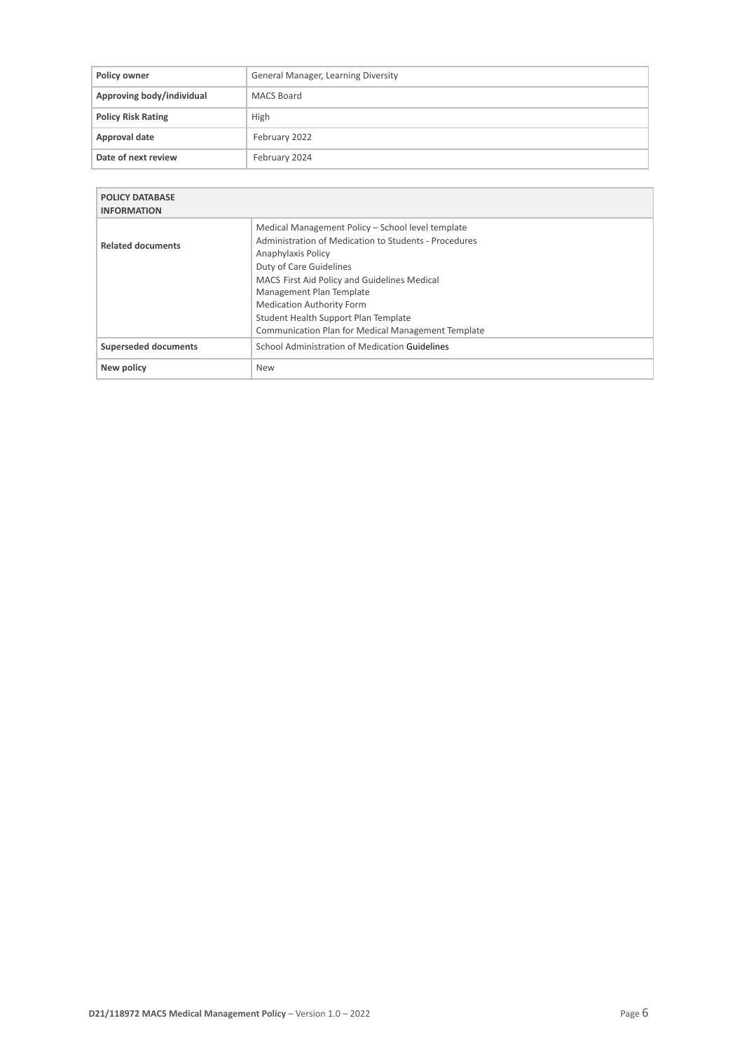| | |
|---|---|
| **Policy owner** | General Manager, Learning Diversity |
| **Approving body/individual** | MACS Board |
| **Policy Risk Rating** | High |
| **Approval date** | February 2022 |
| **Date of next review** | February 2024 |

| **POLICY DATABASE INFORMATION** | |
|---|---|
| **Related documents** | Medical Management Policy – School level template<br>Administration of Medication to Students - Procedures<br>Anaphylaxis Policy<br>Duty of Care Guidelines<br>MACS First Aid Policy and Guidelines Medical Management Plan Template<br>Medication Authority Form<br>Student Health Support Plan Template<br>Communication Plan for Medical Management Template |
| **Superseded documents** | School Administration of Medication Guidelines |
| **New policy** | New |